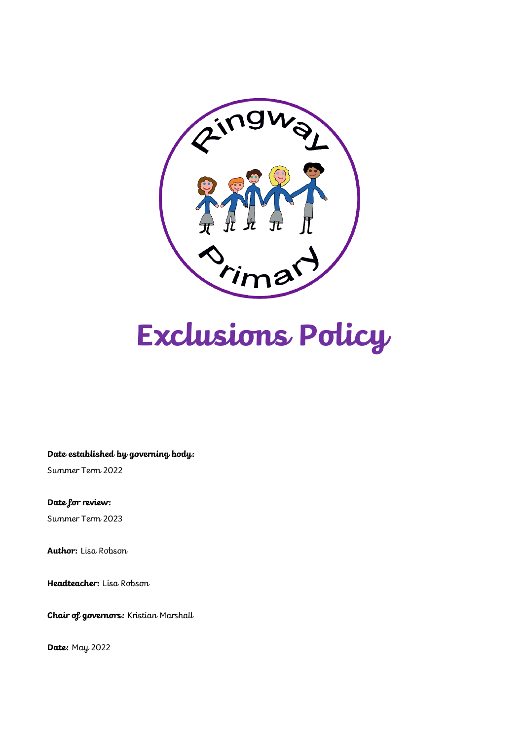# Exclusions Policy

**Date established by governing body:**

Summer Term 2022

**Date for review:**

Summer Term 2023

**Author:** Lisa Robson

**Headteacher:** Lisa Robson

**Chair of governors:** Kristian Marshall

**Date:** May 2022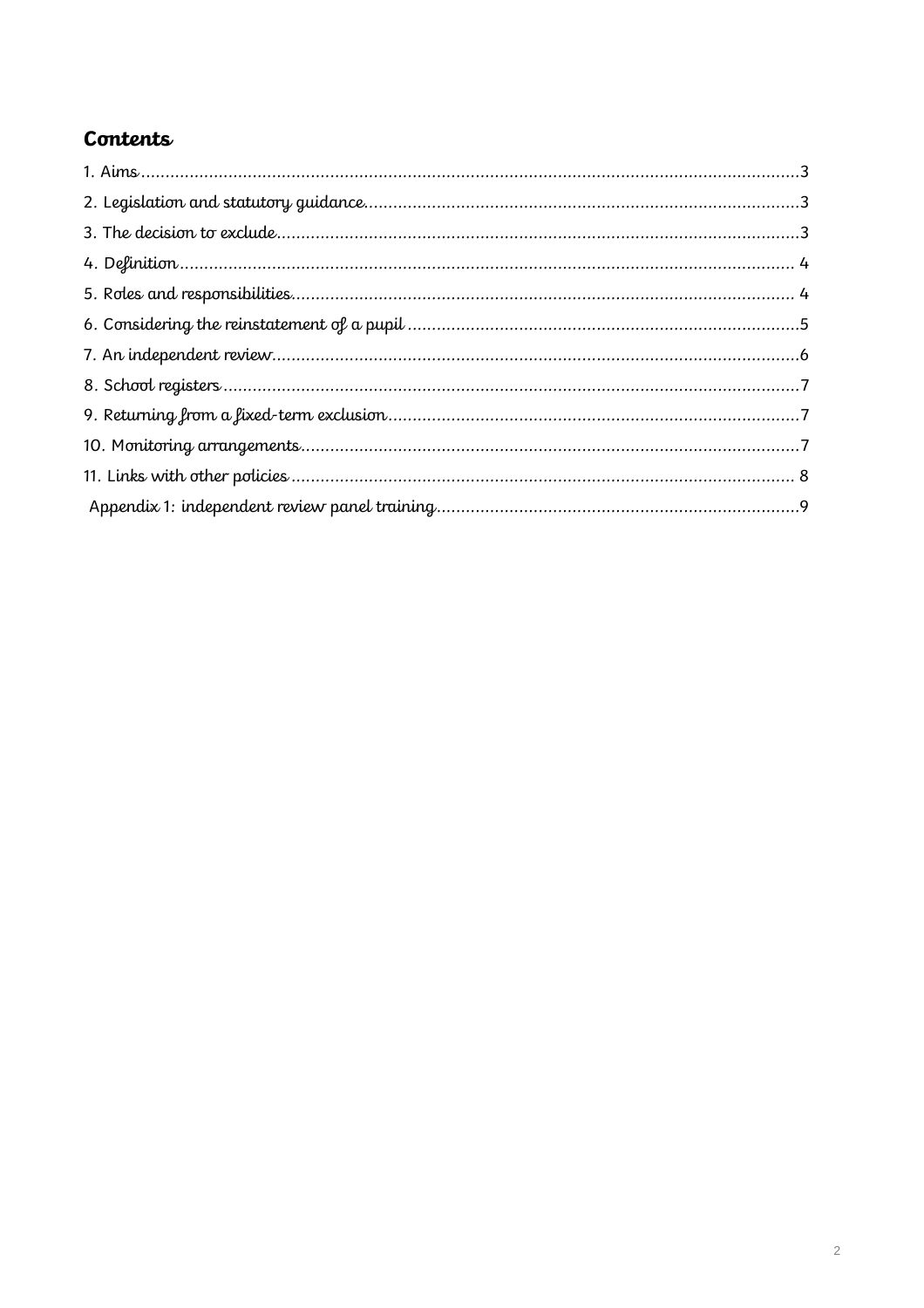## Contents

1. Aims.....3
2. Legislation and statutory guidance.....3
3. The decision to exclude.....3
4. Definition.....4
5. Roles and responsibilities.....4
6. Considering the reinstatement of a pupil.....5
7. An independent review.....6
8. School registers.....7
9. Returning from a fixed-term exclusion.....7
10. Monitoring arrangements.....7
11. Links with other policies.....8

Appendix 1: independent review panel training.....9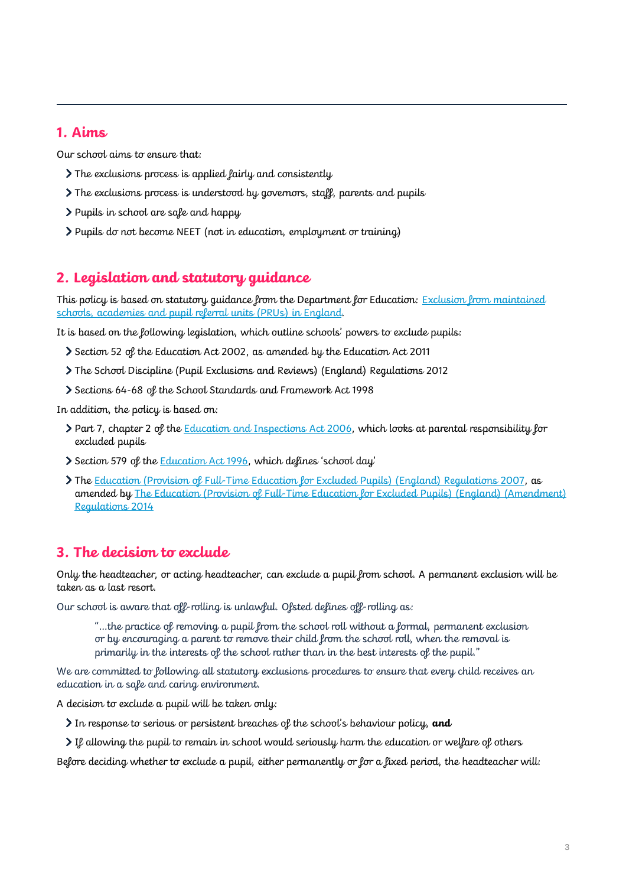## 1. Aims

Our school aims to ensure that:

- The exclusions process is applied fairly and consistently
- The exclusions process is understood by governors, staff, parents and pupils
- Pupils in school are safe and happy
- Pupils do not become NEET (not in education, employment or training)

## 2. Legislation and statutory guidance

This policy is based on statutory guidance from the Department for Education: [Exclusion from maintained schools, academies and pupil referral units (PRUs) in England]().

It is based on the following legislation, which outline schools' powers to exclude pupils:

- Section 52 of the Education Act 2002, as amended by the Education Act 2011
- The School Discipline (Pupil Exclusions and Reviews) (England) Regulations 2012
- Sections 64-68 of the School Standards and Framework Act 1998

In addition, the policy is based on:

- Part 7, chapter 2 of the [Education and Inspections Act 2006](), which looks at parental responsibility for excluded pupils
- Section 579 of the [Education Act 1996](), which defines 'school day'
- The [Education (Provision of Full-Time Education for Excluded Pupils) (England) Regulations 2007](), as amended by [The Education (Provision of Full-Time Education for Excluded Pupils) (England) (Amendment) Regulations 2014]()

## 3. The decision to exclude

Only the headteacher, or acting headteacher, can exclude a pupil from school. A permanent exclusion will be taken as a last resort.

Our school is aware that off-rolling is unlawful. Ofsted defines off-rolling as:

> "…the practice of removing a pupil from the school roll without a formal, permanent exclusion or by encouraging a parent to remove their child from the school roll, when the removal is primarily in the interests of the school rather than in the best interests of the pupil."

We are committed to following all statutory exclusions procedures to ensure that every child receives an education in a safe and caring environment.

A decision to exclude a pupil will be taken only:

- In response to serious or persistent breaches of the school's behaviour policy, **and**
- If allowing the pupil to remain in school would seriously harm the education or welfare of others

Before deciding whether to exclude a pupil, either permanently or for a fixed period, the headteacher will: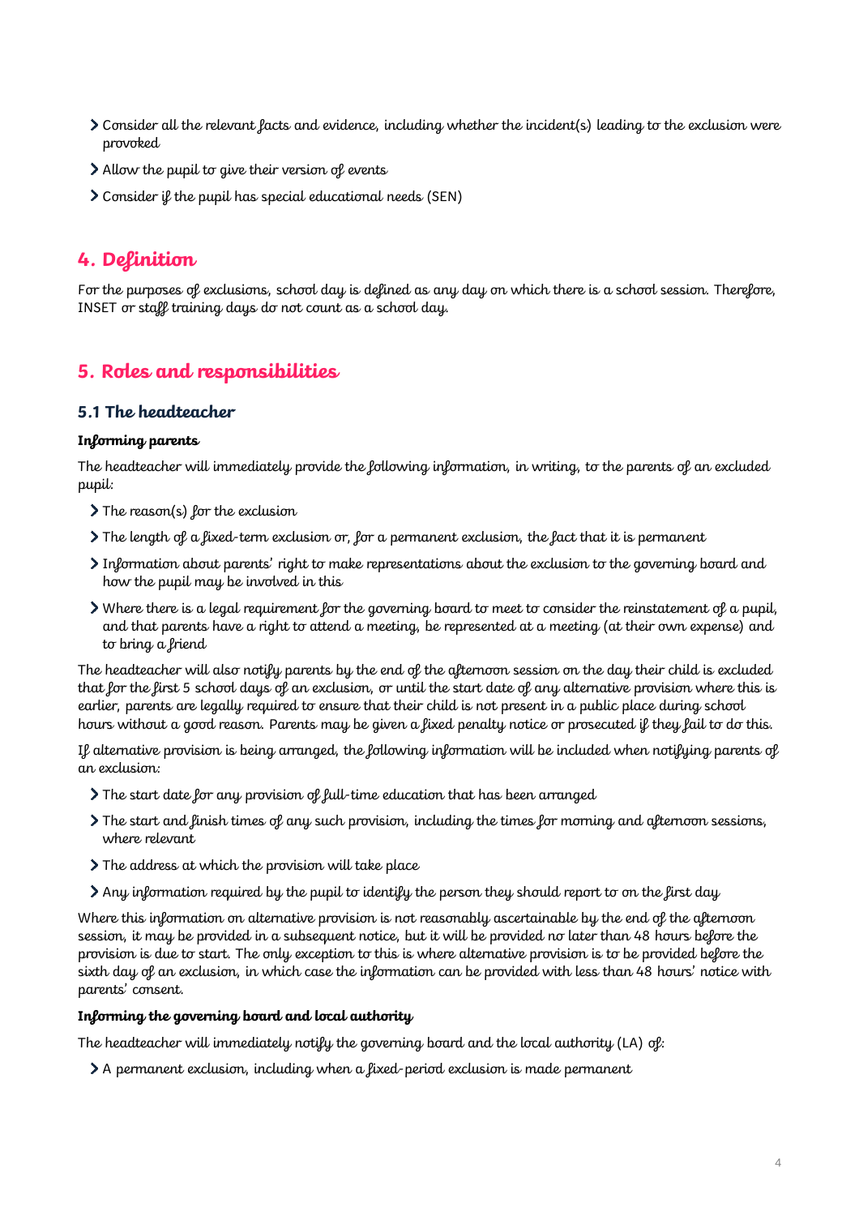- Consider all the relevant facts and evidence, including whether the incident(s) leading to the exclusion were provoked
- Allow the pupil to give their version of events
- Consider if the pupil has special educational needs (SEN)

## 4. Definition

For the purposes of exclusions, school day is defined as any day on which there is a school session. Therefore, INSET or staff training days do not count as a school day.

## 5. Roles and responsibilities

### 5.1 The headteacher

**Informing parents**

The headteacher will immediately provide the following information, in writing, to the parents of an excluded pupil:

- The reason(s) for the exclusion
- The length of a fixed-term exclusion or, for a permanent exclusion, the fact that it is permanent
- Information about parents' right to make representations about the exclusion to the governing board and how the pupil may be involved in this
- Where there is a legal requirement for the governing board to meet to consider the reinstatement of a pupil, and that parents have a right to attend a meeting, be represented at a meeting (at their own expense) and to bring a friend

The headteacher will also notify parents by the end of the afternoon session on the day their child is excluded that for the first 5 school days of an exclusion, or until the start date of any alternative provision where this is earlier, parents are legally required to ensure that their child is not present in a public place during school hours without a good reason. Parents may be given a fixed penalty notice or prosecuted if they fail to do this.

If alternative provision is being arranged, the following information will be included when notifying parents of an exclusion:

- The start date for any provision of full-time education that has been arranged
- The start and finish times of any such provision, including the times for morning and afternoon sessions, where relevant
- The address at which the provision will take place
- Any information required by the pupil to identify the person they should report to on the first day

Where this information on alternative provision is not reasonably ascertainable by the end of the afternoon session, it may be provided in a subsequent notice, but it will be provided no later than 48 hours before the provision is due to start. The only exception to this is where alternative provision is to be provided before the sixth day of an exclusion, in which case the information can be provided with less than 48 hours' notice with parents' consent.

**Informing the governing board and local authority**

The headteacher will immediately notify the governing board and the local authority (LA) of:

- A permanent exclusion, including when a fixed-period exclusion is made permanent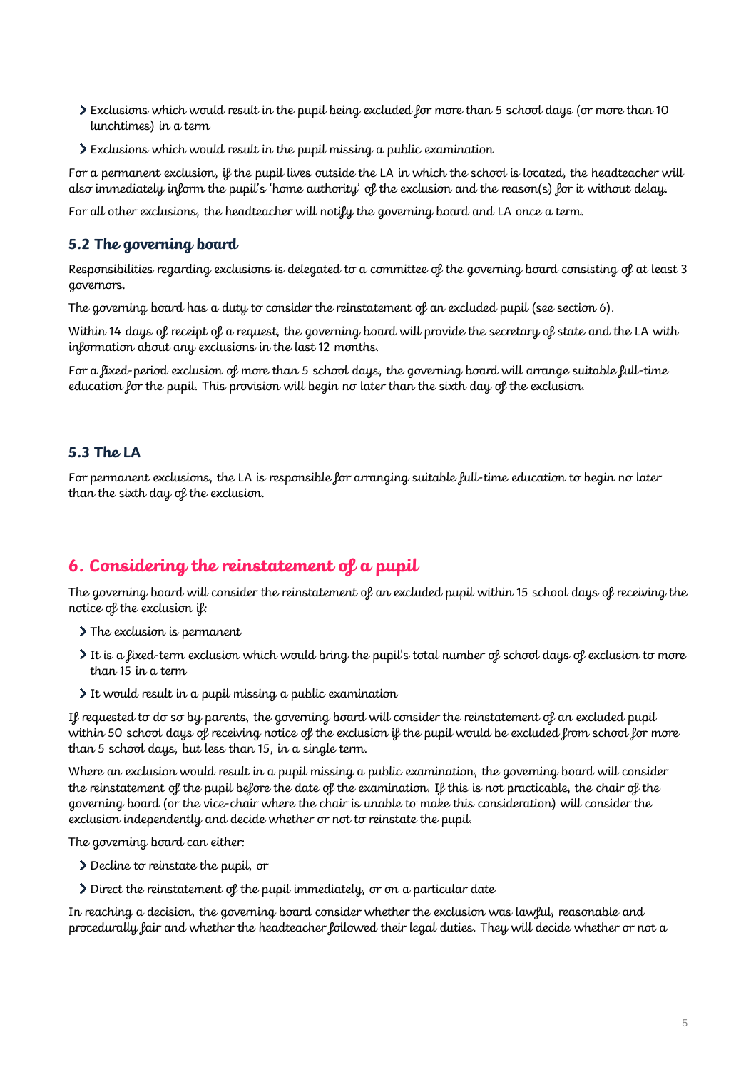- Exclusions which would result in the pupil being excluded for more than 5 school days (or more than 10 lunchtimes) in a term
- Exclusions which would result in the pupil missing a public examination

For a permanent exclusion, if the pupil lives outside the LA in which the school is located, the headteacher will also immediately inform the pupil's 'home authority' of the exclusion and the reason(s) for it without delay.

For all other exclusions, the headteacher will notify the governing board and LA once a term.

### 5.2 The governing board

Responsibilities regarding exclusions is delegated to a committee of the governing board consisting of at least 3 governors.

The governing board has a duty to consider the reinstatement of an excluded pupil (see section 6).

Within 14 days of receipt of a request, the governing board will provide the secretary of state and the LA with information about any exclusions in the last 12 months.

For a fixed-period exclusion of more than 5 school days, the governing board will arrange suitable full-time education for the pupil. This provision will begin no later than the sixth day of the exclusion.

### 5.3 The LA

For permanent exclusions, the LA is responsible for arranging suitable full-time education to begin no later than the sixth day of the exclusion.

## 6. Considering the reinstatement of a pupil

The governing board will consider the reinstatement of an excluded pupil within 15 school days of receiving the notice of the exclusion if:

- The exclusion is permanent
- It is a fixed-term exclusion which would bring the pupil's total number of school days of exclusion to more than 15 in a term
- It would result in a pupil missing a public examination

If requested to do so by parents, the governing board will consider the reinstatement of an excluded pupil within 50 school days of receiving notice of the exclusion if the pupil would be excluded from school for more than 5 school days, but less than 15, in a single term.

Where an exclusion would result in a pupil missing a public examination, the governing board will consider the reinstatement of the pupil before the date of the examination. If this is not practicable, the chair of the governing board (or the vice-chair where the chair is unable to make this consideration) will consider the exclusion independently and decide whether or not to reinstate the pupil.

The governing board can either:

- Decline to reinstate the pupil, or
- Direct the reinstatement of the pupil immediately, or on a particular date

In reaching a decision, the governing board consider whether the exclusion was lawful, reasonable and procedurally fair and whether the headteacher followed their legal duties. They will decide whether or not a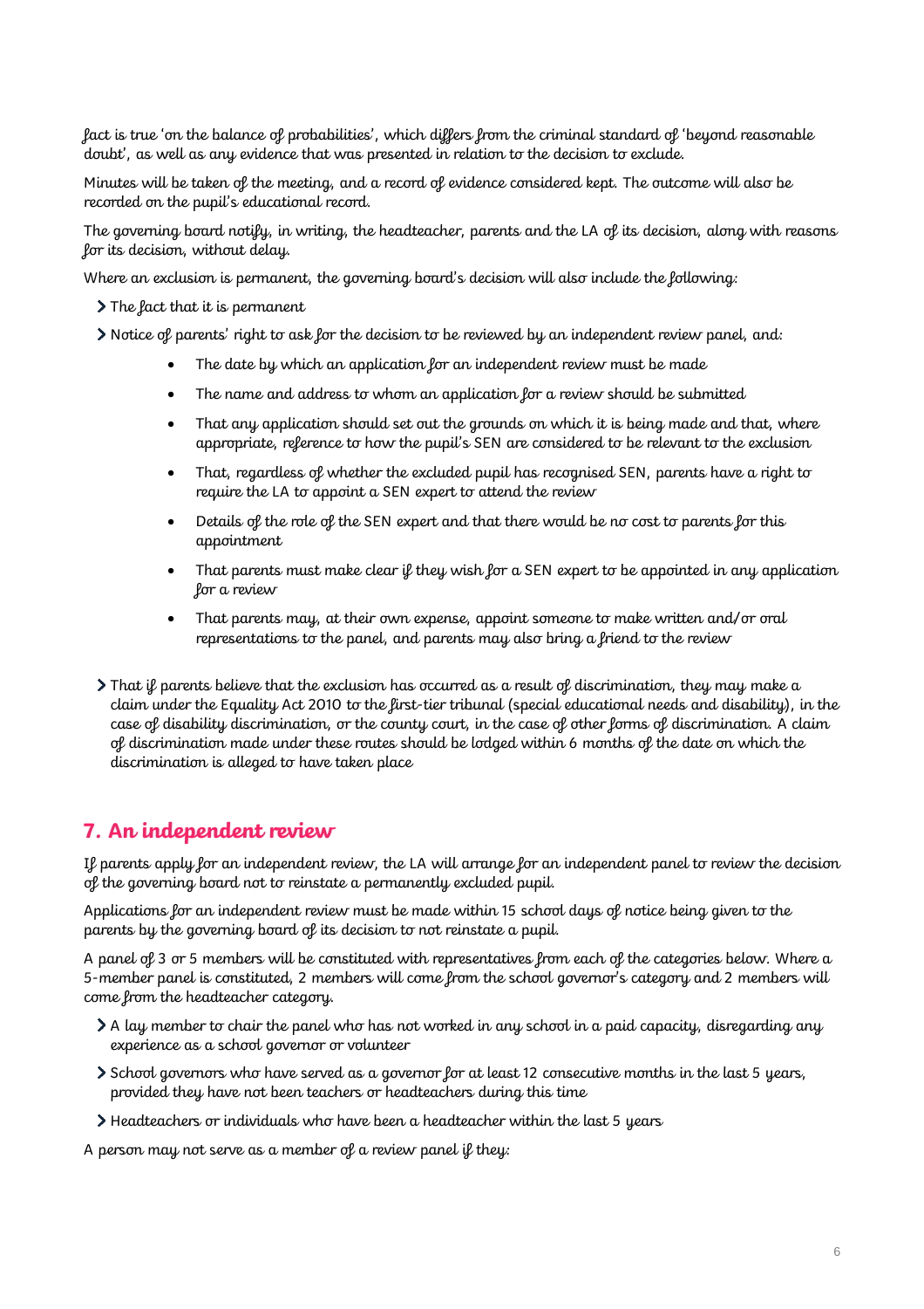fact is true 'on the balance of probabilities', which differs from the criminal standard of 'beyond reasonable doubt', as well as any evidence that was presented in relation to the decision to exclude.

Minutes will be taken of the meeting, and a record of evidence considered kept. The outcome will also be recorded on the pupil's educational record.

The governing board notify, in writing, the headteacher, parents and the LA of its decision, along with reasons for its decision, without delay.

Where an exclusion is permanent, the governing board's decision will also include the following:

- The fact that it is permanent
- Notice of parents' right to ask for the decision to be reviewed by an independent review panel, and:
    - The date by which an application for an independent review must be made
    - The name and address to whom an application for a review should be submitted
    - That any application should set out the grounds on which it is being made and that, where appropriate, reference to how the pupil's SEN are considered to be relevant to the exclusion
    - That, regardless of whether the excluded pupil has recognised SEN, parents have a right to require the LA to appoint a SEN expert to attend the review
    - Details of the role of the SEN expert and that there would be no cost to parents for this appointment
    - That parents must make clear if they wish for a SEN expert to be appointed in any application for a review
    - That parents may, at their own expense, appoint someone to make written and/or oral representations to the panel, and parents may also bring a friend to the review
- That if parents believe that the exclusion has occurred as a result of discrimination, they may make a claim under the Equality Act 2010 to the first-tier tribunal (special educational needs and disability), in the case of disability discrimination, or the county court, in the case of other forms of discrimination. A claim of discrimination made under these routes should be lodged within 6 months of the date on which the discrimination is alleged to have taken place

## 7. An independent review

If parents apply for an independent review, the LA will arrange for an independent panel to review the decision of the governing board not to reinstate a permanently excluded pupil.

Applications for an independent review must be made within 15 school days of notice being given to the parents by the governing board of its decision to not reinstate a pupil.

A panel of 3 or 5 members will be constituted with representatives from each of the categories below. Where a 5-member panel is constituted, 2 members will come from the school governor's category and 2 members will come from the headteacher category.

- A lay member to chair the panel who has not worked in any school in a paid capacity, disregarding any experience as a school governor or volunteer
- School governors who have served as a governor for at least 12 consecutive months in the last 5 years, provided they have not been teachers or headteachers during this time
- Headteachers or individuals who have been a headteacher within the last 5 years

A person may not serve as a member of a review panel if they: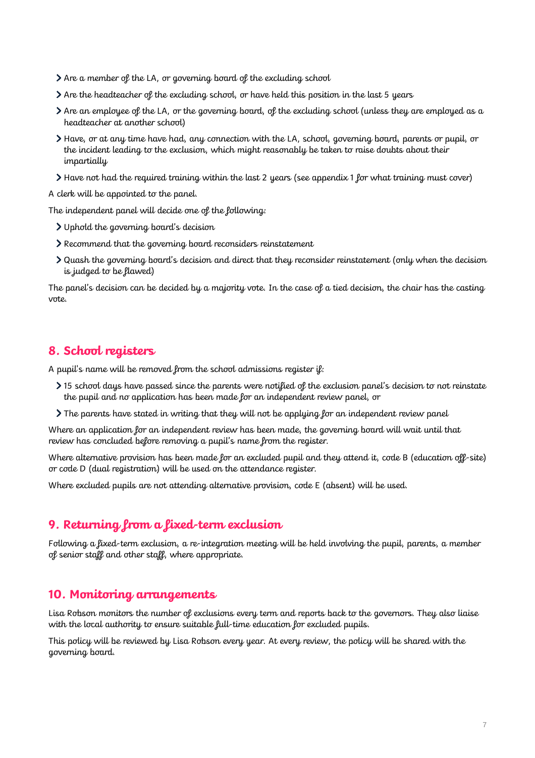- Are a member of the LA, or governing board of the excluding school
- Are the headteacher of the excluding school, or have held this position in the last 5 years
- Are an employee of the LA, or the governing board, of the excluding school (unless they are employed as a headteacher at another school)
- Have, or at any time have had, any connection with the LA, school, governing board, parents or pupil, or the incident leading to the exclusion, which might reasonably be taken to raise doubts about their impartially
- Have not had the required training within the last 2 years (see appendix 1 for what training must cover)

A clerk will be appointed to the panel.

The independent panel will decide one of the following:

- Uphold the governing board's decision
- Recommend that the governing board reconsiders reinstatement
- Quash the governing board's decision and direct that they reconsider reinstatement (only when the decision is judged to be flawed)

The panel's decision can be decided by a majority vote. In the case of a tied decision, the chair has the casting vote.

## 8. School registers

A pupil's name will be removed from the school admissions register if:

- 15 school days have passed since the parents were notified of the exclusion panel's decision to not reinstate the pupil and no application has been made for an independent review panel, or
- The parents have stated in writing that they will not be applying for an independent review panel

Where an application for an independent review has been made, the governing board will wait until that review has concluded before removing a pupil's name from the register.

Where alternative provision has been made for an excluded pupil and they attend it, code B (education off-site) or code D (dual registration) will be used on the attendance register.

Where excluded pupils are not attending alternative provision, code E (absent) will be used.

## 9. Returning from a fixed-term exclusion

Following a fixed-term exclusion, a re-integration meeting will be held involving the pupil, parents, a member of senior staff and other staff, where appropriate.

## 10. Monitoring arrangements

Lisa Robson monitors the number of exclusions every term and reports back to the governors. They also liaise with the local authority to ensure suitable full-time education for excluded pupils.

This policy will be reviewed by Lisa Robson every year. At every review, the policy will be shared with the governing board.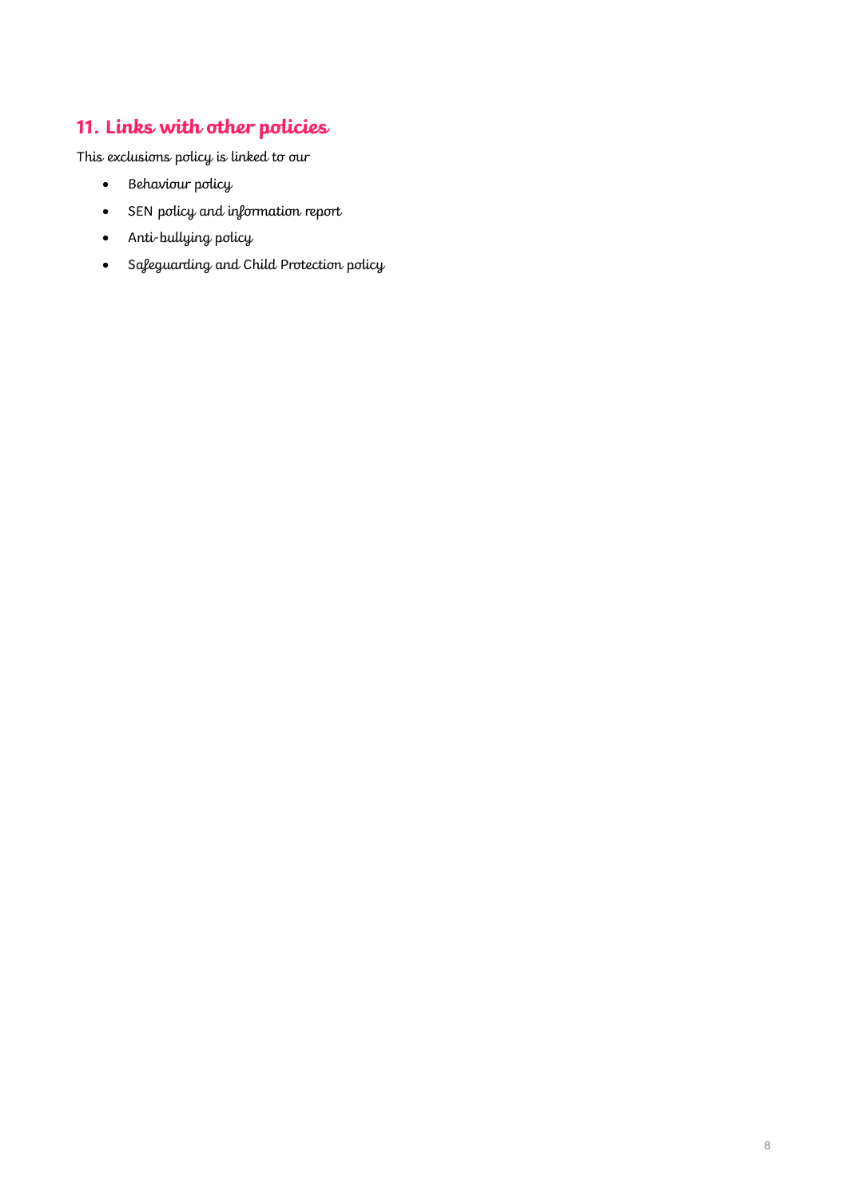## 11. Links with other policies

This exclusions policy is linked to our

- Behaviour policy
- SEN policy and information report
- Anti-bullying policy
- Safeguarding and Child Protection policy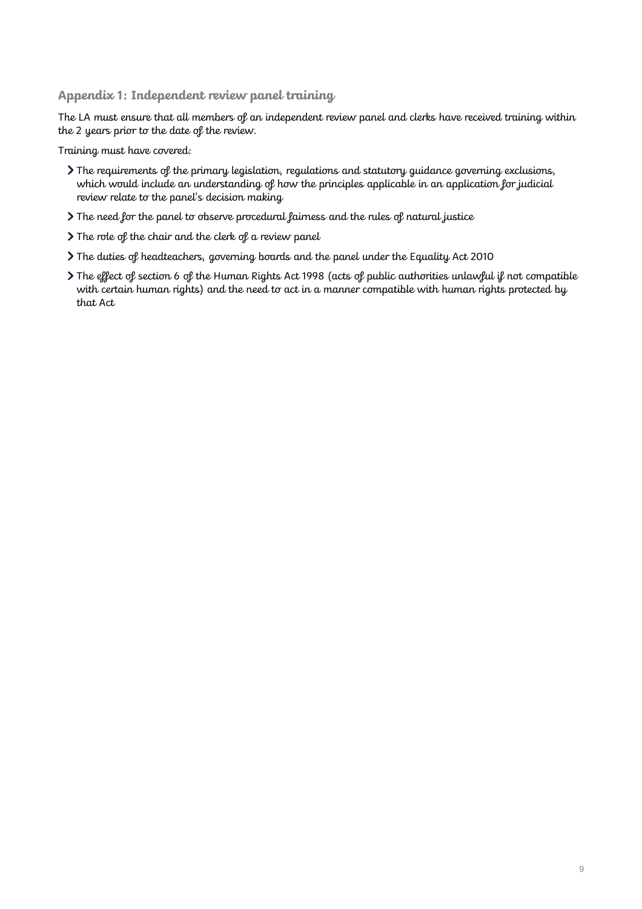## Appendix 1: Independent review panel training

The LA must ensure that all members of an independent review panel and clerks have received training within the 2 years prior to the date of the review.

Training must have covered:

- The requirements of the primary legislation, regulations and statutory guidance governing exclusions, which would include an understanding of how the principles applicable in an application for judicial review relate to the panel's decision making
- The need for the panel to observe procedural fairness and the rules of natural justice
- The role of the chair and the clerk of a review panel
- The duties of headteachers, governing boards and the panel under the Equality Act 2010
- The effect of section 6 of the Human Rights Act 1998 (acts of public authorities unlawful if not compatible with certain human rights) and the need to act in a manner compatible with human rights protected by that Act